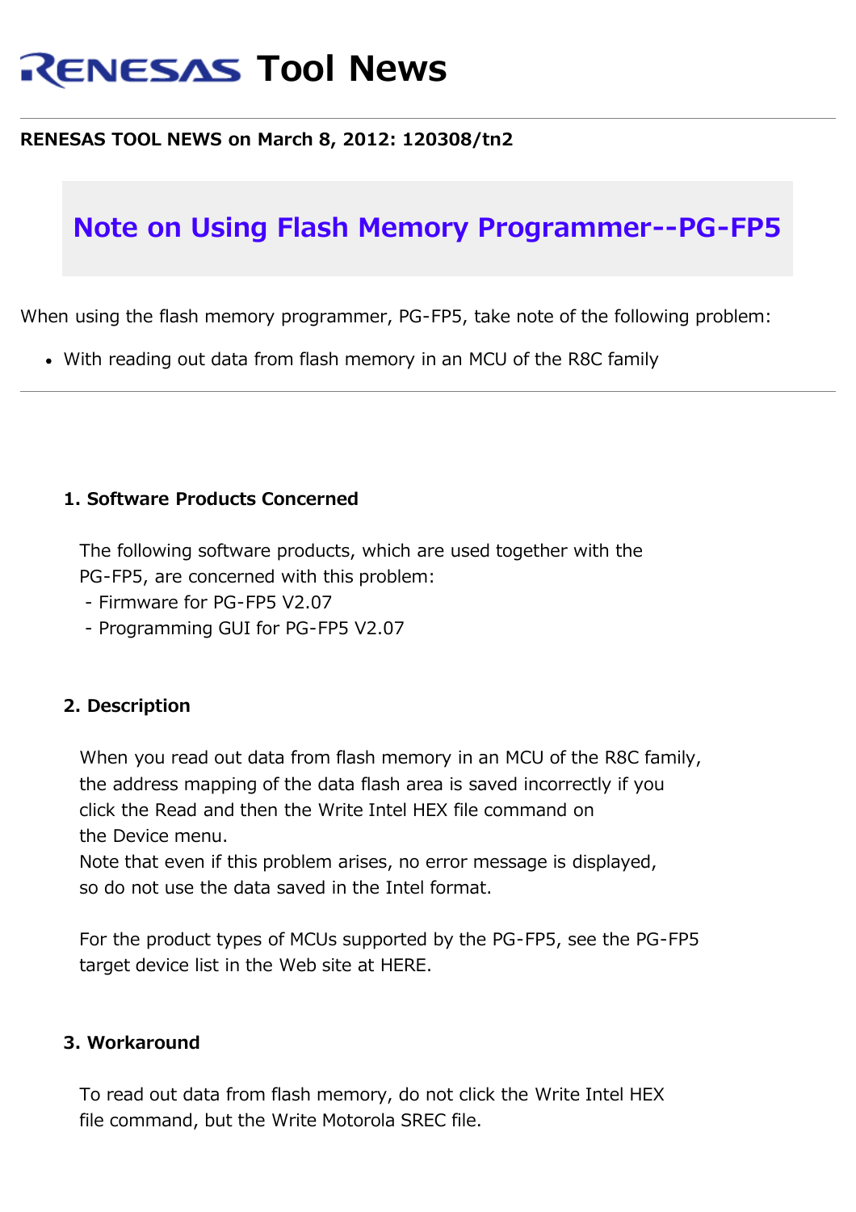# RENESAS Tool News

**RENESAS TOOL NEWS on March 8, 2012: 120308/tn2**

## Note on Using Flash Memory Programmer--PG-FP5

When using the flash memory programmer, PG-FP5, take note of the following problem:

- With reading out data from flash memory in an MCU of the R8C family

---

#### 1. Software Products Concerned

The following software products, which are used together with the PG-FP5, are concerned with this problem:
- Firmware for PG-FP5 V2.07
- Programming GUI for PG-FP5 V2.07

#### 2. Description

When you read out data from flash memory in an MCU of the R8C family, the address mapping of the data flash area is saved incorrectly if you click the Read and then the Write Intel HEX file command on the Device menu.
Note that even if this problem arises, no error message is displayed, so do not use the data saved in the Intel format.

For the product types of MCUs supported by the PG-FP5, see the PG-FP5 target device list in the Web site at HERE.

#### 3. Workaround

To read out data from flash memory, do not click the Write Intel HEX file command, but the Write Motorola SREC file.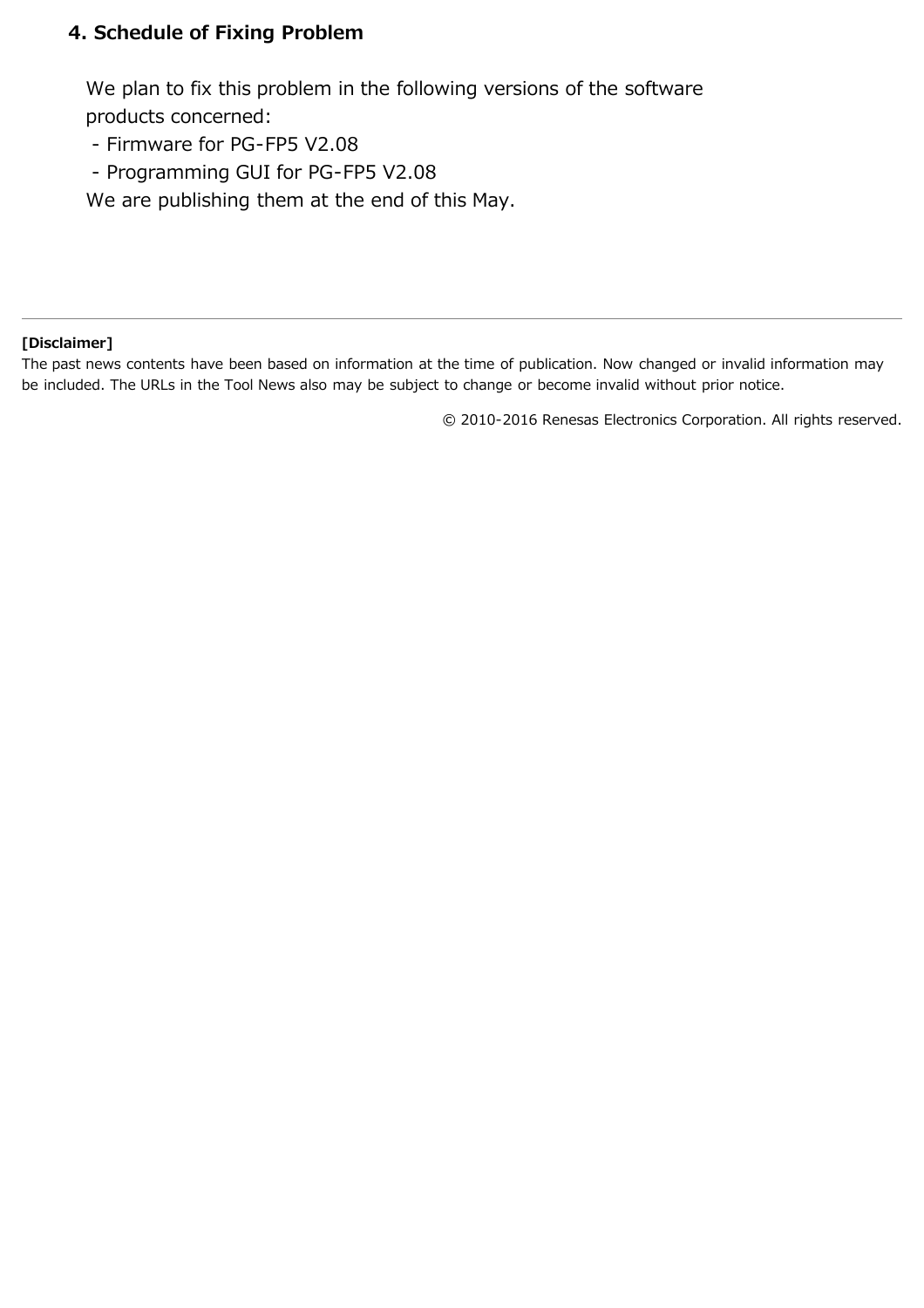## 4. Schedule of Fixing Problem

We plan to fix this problem in the following versions of the software products concerned:

- Firmware for PG-FP5 V2.08
- Programming GUI for PG-FP5 V2.08

We are publishing them at the end of this May.

---

**[Disclaimer]**

The past news contents have been based on information at the time of publication. Now changed or invalid information may be included. The URLs in the Tool News also may be subject to change or become invalid without prior notice.

© 2010-2016 Renesas Electronics Corporation. All rights reserved.